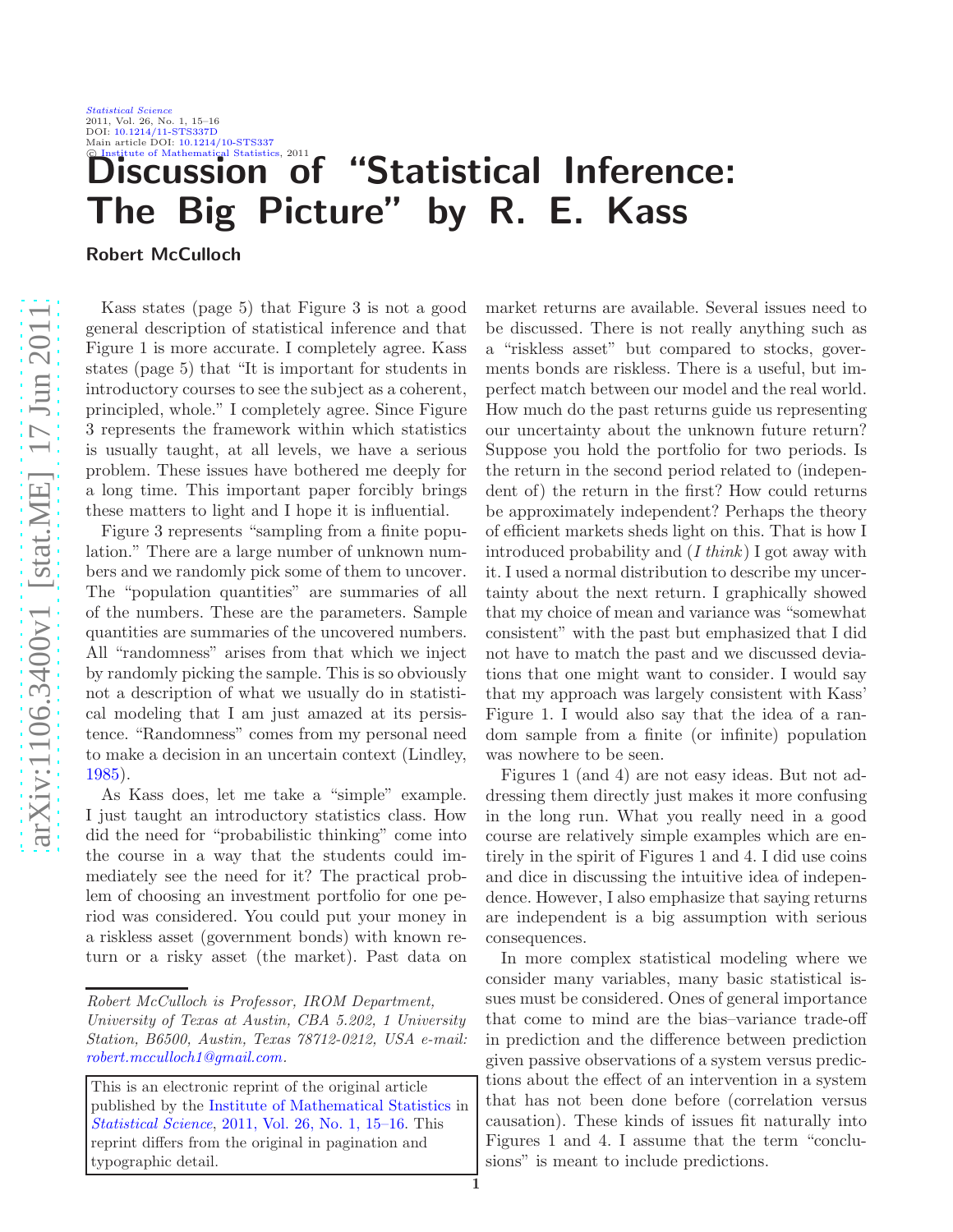# Discussion of "Statistical Inference: The Big Picture" by R. E. Kass

**Robert McCulloch**

Kass states (page 5) that Figure 3 is not a good general description of statistical inference and that Figure 1 is more accurate. I completely agree. Kass states (page 5) that "It is important for students in introductory courses to see the subject as a coherent, principled, whole." I completely agree. Since Figure 3 represents the framework within which statistics is usually taught, at all levels, we have a serious problem. These issues have bothered me deeply for a long time. This important paper forcibly brings these matters to light and I hope it is influential.

Figure 3 represents "sampling from a finite population." There are a large number of unknown numbers and we randomly pick some of them to uncover. The "population quantities" are summaries of all of the numbers. These are the parameters. Sample quantities are summaries of the uncovered numbers. All "randomness" arises from that which we inject by randomly picking the sample. This is so obviously not a description of what we usually do in statistical modeling that I am just amazed at its persistence. "Randomness" comes from my personal need to make a decision in an uncertain context (Lindley, 1985).

As Kass does, let me take a "simple" example. I just taught an introductory statistics class. How did the need for "probabilistic thinking" come into the course in a way that the students could immediately see the need for it? The practical problem of choosing an investment portfolio for one period was considered. You could put your money in a riskless asset (government bonds) with known return or a risky asset (the market). Past data on market returns are available. Several issues need to be discussed. There is not really anything such as a "riskless asset" but compared to stocks, goverments bonds are riskless. There is a useful, but imperfect match between our model and the real world. How much do the past returns guide us representing our uncertainty about the unknown future return? Suppose you hold the portfolio for two periods. Is the return in the second period related to (independent of) the return in the first? How could returns be approximately independent? Perhaps the theory of efficient markets sheds light on this. That is how I introduced probability and (*I think*) I got away with it. I used a normal distribution to describe my uncertainty about the next return. I graphically showed that my choice of mean and variance was "somewhat consistent" with the past but emphasized that I did not have to match the past and we discussed deviations that one might want to consider. I would say that my approach was largely consistent with Kass' Figure 1. I would also say that the idea of a random sample from a finite (or infinite) population was nowhere to be seen.

Figures 1 (and 4) are not easy ideas. But not addressing them directly just makes it more confusing in the long run. What you really need in a good course are relatively simple examples which are entirely in the spirit of Figures 1 and 4. I did use coins and dice in discussing the intuitive idea of independence. However, I also emphasize that saying returns are independent is a big assumption with serious consequences.

In more complex statistical modeling where we consider many variables, many basic statistical issues must be considered. Ones of general importance that come to mind are the bias–variance trade-off in prediction and the difference between prediction given passive observations of a system versus predictions about the effect of an intervention in a system that has not been done before (correlation versus causation). These kinds of issues fit naturally into Figures 1 and 4. I assume that the term "conclusions" is meant to include predictions.

---

*Robert McCulloch is Professor, IROM Department, University of Texas at Austin, CBA 5.202, 1 University Station, B6500, Austin, Texas 78712-0212, USA e-mail: robert.mcculloch1@gmail.com.*

This is an electronic reprint of the original article published by the Institute of Mathematical Statistics in *Statistical Science*, 2011, Vol. 26, No. 1, 15–16. This reprint differs from the original in pagination and typographic detail.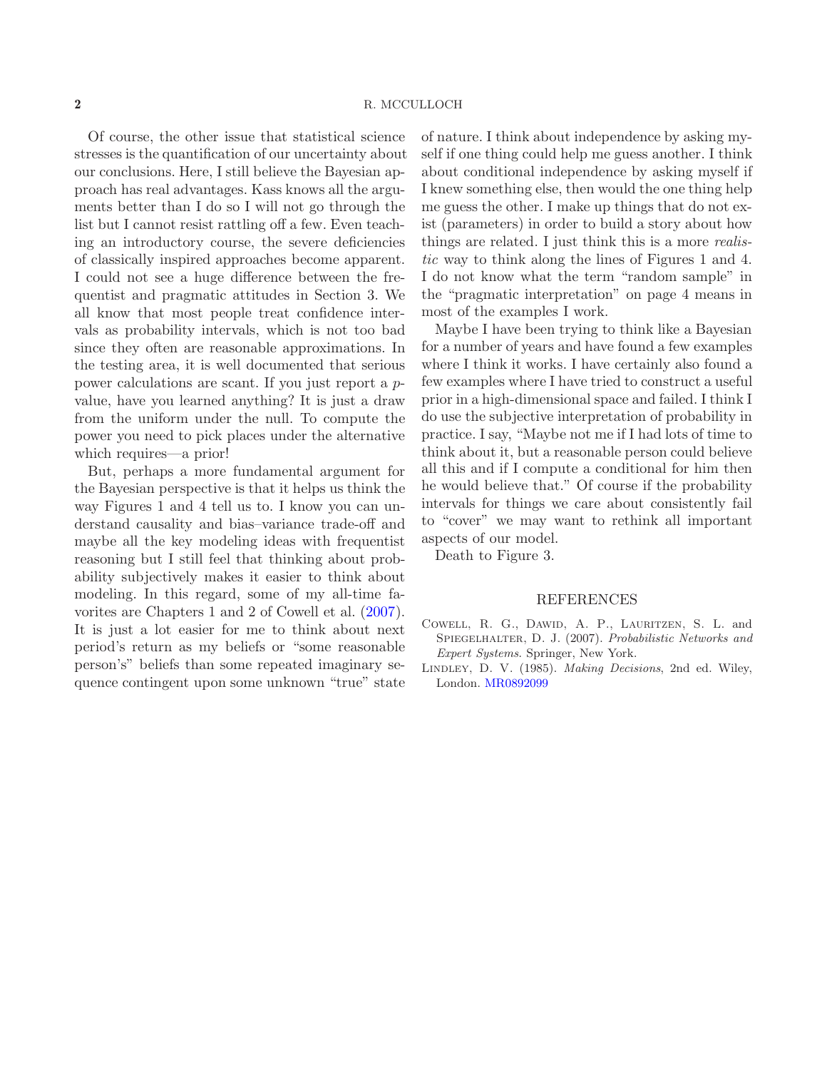Of course, the other issue that statistical science stresses is the quantification of our uncertainty about our conclusions. Here, I still believe the Bayesian approach has real advantages. Kass knows all the arguments better than I do so I will not go through the list but I cannot resist rattling off a few. Even teaching an introductory course, the severe deficiencies of classically inspired approaches become apparent. I could not see a huge difference between the frequentist and pragmatic attitudes in Section 3. We all know that most people treat confidence intervals as probability intervals, which is not too bad since they often are reasonable approximations. In the testing area, it is well documented that serious power calculations are scant. If you just report a $p$-value, have you learned anything? It is just a draw from the uniform under the null. To compute the power you need to pick places under the alternative which requires—a prior!

But, perhaps a more fundamental argument for the Bayesian perspective is that it helps us think the way Figures 1 and 4 tell us to. I know you can understand causality and bias–variance trade-off and maybe all the key modeling ideas with frequentist reasoning but I still feel that thinking about probability subjectively makes it easier to think about modeling. In this regard, some of my all-time favorites are Chapters 1 and 2 of Cowell et al. (2007). It is just a lot easier for me to think about next period's return as my beliefs or "some reasonable person's" beliefs than some repeated imaginary sequence contingent upon some unknown "true" state of nature. I think about independence by asking myself if one thing could help me guess another. I think about conditional independence by asking myself if I knew something else, then would the one thing help me guess the other. I make up things that do not exist (parameters) in order to build a story about how things are related. I just think this is a more *realistic* way to think along the lines of Figures 1 and 4. I do not know what the term "random sample" in the "pragmatic interpretation" on page 4 means in most of the examples I work.

Maybe I have been trying to think like a Bayesian for a number of years and have found a few examples where I think it works. I have certainly also found a few examples where I have tried to construct a useful prior in a high-dimensional space and failed. I think I do use the subjective interpretation of probability in practice. I say, "Maybe not me if I had lots of time to think about it, but a reasonable person could believe all this and if I compute a conditional for him then he would believe that." Of course if the probability intervals for things we care about consistently fail to "cover" we may want to rethink all important aspects of our model.

Death to Figure 3.

## REFERENCES

Cowell, R. G., Dawid, A. P., Lauritzen, S. L. and Spiegelhalter, D. J. (2007). *Probabilistic Networks and Expert Systems*. Springer, New York.

Lindley, D. V. (1985). *Making Decisions*, 2nd ed. Wiley, London. MR0892099